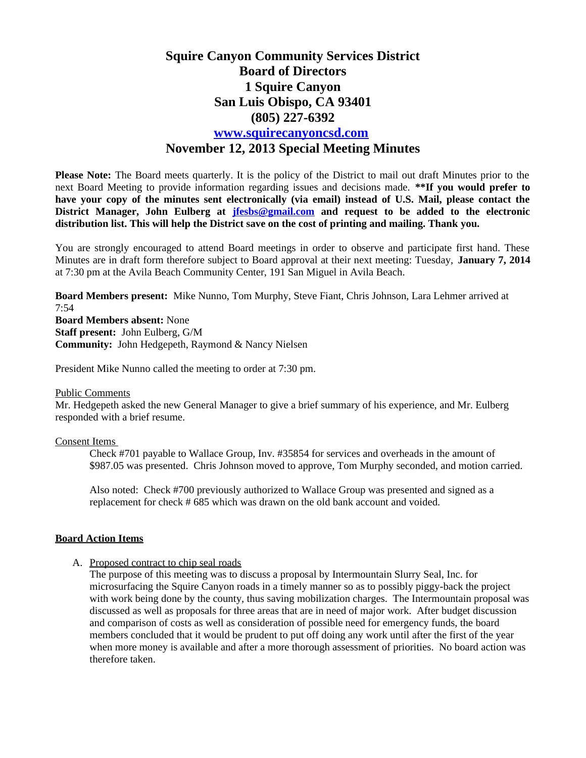# Squire Canyon Community Services District
# Board of Directors
# 1 Squire Canyon
# San Luis Obispo, CA 93401
# (805) 227-6392
# [www.squirecanyoncsd.com](http://www.squirecanyoncsd.com)
# November 12, 2013 Special Meeting Minutes

**Please Note:** The Board meets quarterly. It is the policy of the District to mail out draft Minutes prior to the next Board Meeting to provide information regarding issues and decisions made. **\*\*If you would prefer to have your copy of the minutes sent electronically (via email) instead of U.S. Mail, please contact the District Manager, John Eulberg at [jfesbs@gmail.com](mailto:jfesbs@gmail.com) and request to be added to the electronic distribution list. This will help the District save on the cost of printing and mailing. Thank you.**

You are strongly encouraged to attend Board meetings in order to observe and participate first hand. These Minutes are in draft form therefore subject to Board approval at their next meeting: Tuesday, **January 7, 2014** at 7:30 pm at the Avila Beach Community Center, 191 San Miguel in Avila Beach.

**Board Members present:** Mike Nunno, Tom Murphy, Steve Fiant, Chris Johnson, Lara Lehmer arrived at 7:54
**Board Members absent:** None
**Staff present:** John Eulberg, G/M
**Community:** John Hedgepeth, Raymond & Nancy Nielsen

President Mike Nunno called the meeting to order at 7:30 pm.

Public Comments
Mr. Hedgepeth asked the new General Manager to give a brief summary of his experience, and Mr. Eulberg responded with a brief resume.

Consent Items

Check #701 payable to Wallace Group, Inv. #35854 for services and overheads in the amount of $987.05 was presented. Chris Johnson moved to approve, Tom Murphy seconded, and motion carried.

Also noted: Check #700 previously authorized to Wallace Group was presented and signed as a replacement for check # 685 which was drawn on the old bank account and voided.

**Board Action Items**

A. Proposed contract to chip seal roads

The purpose of this meeting was to discuss a proposal by Intermountain Slurry Seal, Inc. for microsurfacing the Squire Canyon roads in a timely manner so as to possibly piggy-back the project with work being done by the county, thus saving mobilization charges. The Intermountain proposal was discussed as well as proposals for three areas that are in need of major work. After budget discussion and comparison of costs as well as consideration of possible need for emergency funds, the board members concluded that it would be prudent to put off doing any work until after the first of the year when more money is available and after a more thorough assessment of priorities. No board action was therefore taken.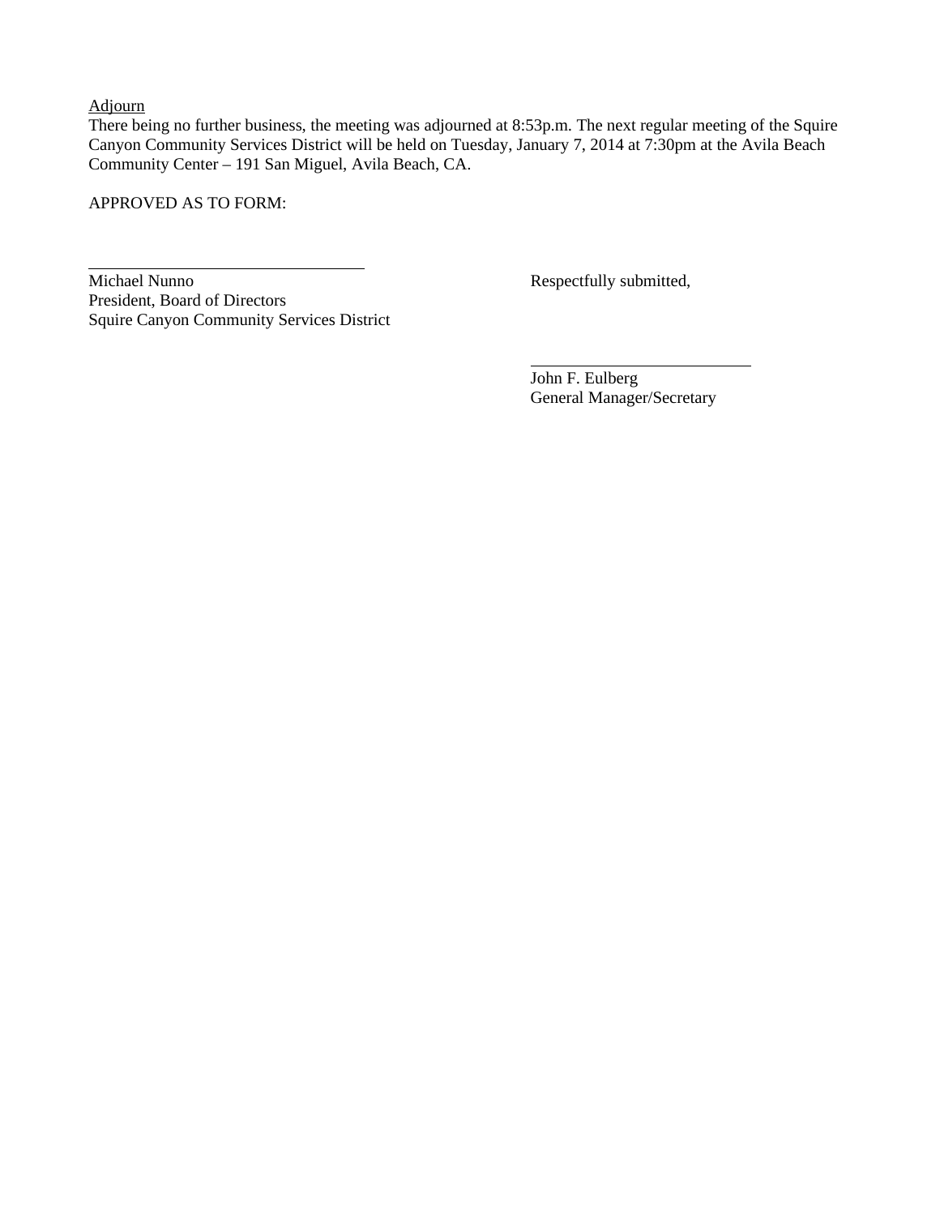Adjourn

There being no further business, the meeting was adjourned at 8:53p.m. The next regular meeting of the Squire Canyon Community Services District will be held on Tuesday, January 7, 2014 at 7:30pm at the Avila Beach Community Center – 191 San Miguel, Avila Beach, CA.

APPROVED AS TO FORM:

\_\_\_\_\_\_\_\_\_\_\_\_\_\_\_\_\_\_\_\_\_\_\_\_\_\_\_\_\_\_\_\_

Michael Nunno
President, Board of Directors
Squire Canyon Community Services District

Respectfully submitted,

\_\_\_\_\_\_\_\_\_\_\_\_\_\_\_\_\_\_\_\_\_\_\_\_\_\_

John F. Eulberg
General Manager/Secretary